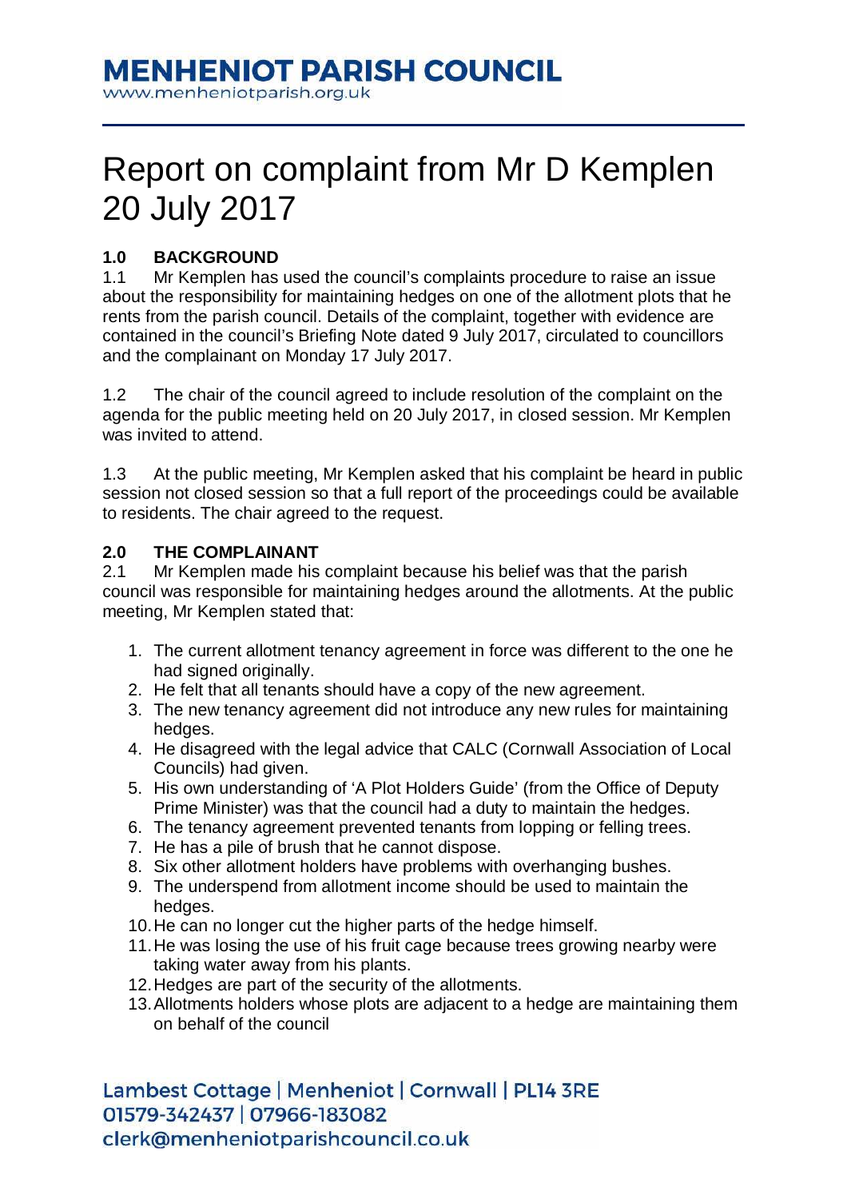# MENHENIOT PARISH COUNCIL

www.menheniotparish.org.uk

# Report on complaint from Mr D Kemplen 20 July 2017

## 1.0 BACKGROUND

1.1 Mr Kemplen has used the council's complaints procedure to raise an issue about the responsibility for maintaining hedges on one of the allotment plots that he rents from the parish council. Details of the complaint, together with evidence are contained in the council's Briefing Note dated 9 July 2017, circulated to councillors and the complainant on Monday 17 July 2017.

1.2 The chair of the council agreed to include resolution of the complaint on the agenda for the public meeting held on 20 July 2017, in closed session. Mr Kemplen was invited to attend.

1.3 At the public meeting, Mr Kemplen asked that his complaint be heard in public session not closed session so that a full report of the proceedings could be available to residents. The chair agreed to the request.

## 2.0 THE COMPLAINANT

2.1 Mr Kemplen made his complaint because his belief was that the parish council was responsible for maintaining hedges around the allotments. At the public meeting, Mr Kemplen stated that:

1. The current allotment tenancy agreement in force was different to the one he had signed originally.
2. He felt that all tenants should have a copy of the new agreement.
3. The new tenancy agreement did not introduce any new rules for maintaining hedges.
4. He disagreed with the legal advice that CALC (Cornwall Association of Local Councils) had given.
5. His own understanding of 'A Plot Holders Guide' (from the Office of Deputy Prime Minister) was that the council had a duty to maintain the hedges.
6. The tenancy agreement prevented tenants from lopping or felling trees.
7. He has a pile of brush that he cannot dispose.
8. Six other allotment holders have problems with overhanging bushes.
9. The underspend from allotment income should be used to maintain the hedges.
10. He can no longer cut the higher parts of the hedge himself.
11. He was losing the use of his fruit cage because trees growing nearby were taking water away from his plants.
12. Hedges are part of the security of the allotments.
13. Allotments holders whose plots are adjacent to a hedge are maintaining them on behalf of the council

Lambest Cottage | Menheniot | Cornwall | PL14 3RE
01579-342437 | 07966-183082
clerk@menheniotparishcouncil.co.uk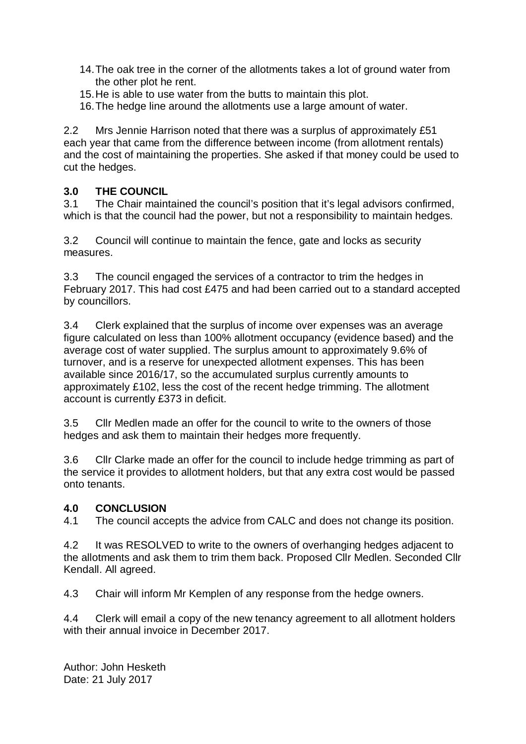14. The oak tree in the corner of the allotments takes a lot of ground water from the other plot he rent.
15. He is able to use water from the butts to maintain this plot.
16. The hedge line around the allotments use a large amount of water.

2.2 Mrs Jennie Harrison noted that there was a surplus of approximately £51 each year that came from the difference between income (from allotment rentals) and the cost of maintaining the properties. She asked if that money could be used to cut the hedges.

## 3.0 THE COUNCIL

3.1 The Chair maintained the council's position that it's legal advisors confirmed, which is that the council had the power, but not a responsibility to maintain hedges.

3.2 Council will continue to maintain the fence, gate and locks as security measures.

3.3 The council engaged the services of a contractor to trim the hedges in February 2017. This had cost £475 and had been carried out to a standard accepted by councillors.

3.4 Clerk explained that the surplus of income over expenses was an average figure calculated on less than 100% allotment occupancy (evidence based) and the average cost of water supplied. The surplus amount to approximately 9.6% of turnover, and is a reserve for unexpected allotment expenses. This has been available since 2016/17, so the accumulated surplus currently amounts to approximately £102, less the cost of the recent hedge trimming. The allotment account is currently £373 in deficit.

3.5 Cllr Medlen made an offer for the council to write to the owners of those hedges and ask them to maintain their hedges more frequently.

3.6 Cllr Clarke made an offer for the council to include hedge trimming as part of the service it provides to allotment holders, but that any extra cost would be passed onto tenants.

## 4.0 CONCLUSION

4.1 The council accepts the advice from CALC and does not change its position.

4.2 It was RESOLVED to write to the owners of overhanging hedges adjacent to the allotments and ask them to trim them back. Proposed Cllr Medlen. Seconded Cllr Kendall. All agreed.

4.3 Chair will inform Mr Kemplen of any response from the hedge owners.

4.4 Clerk will email a copy of the new tenancy agreement to all allotment holders with their annual invoice in December 2017.

Author: John Hesketh
Date: 21 July 2017